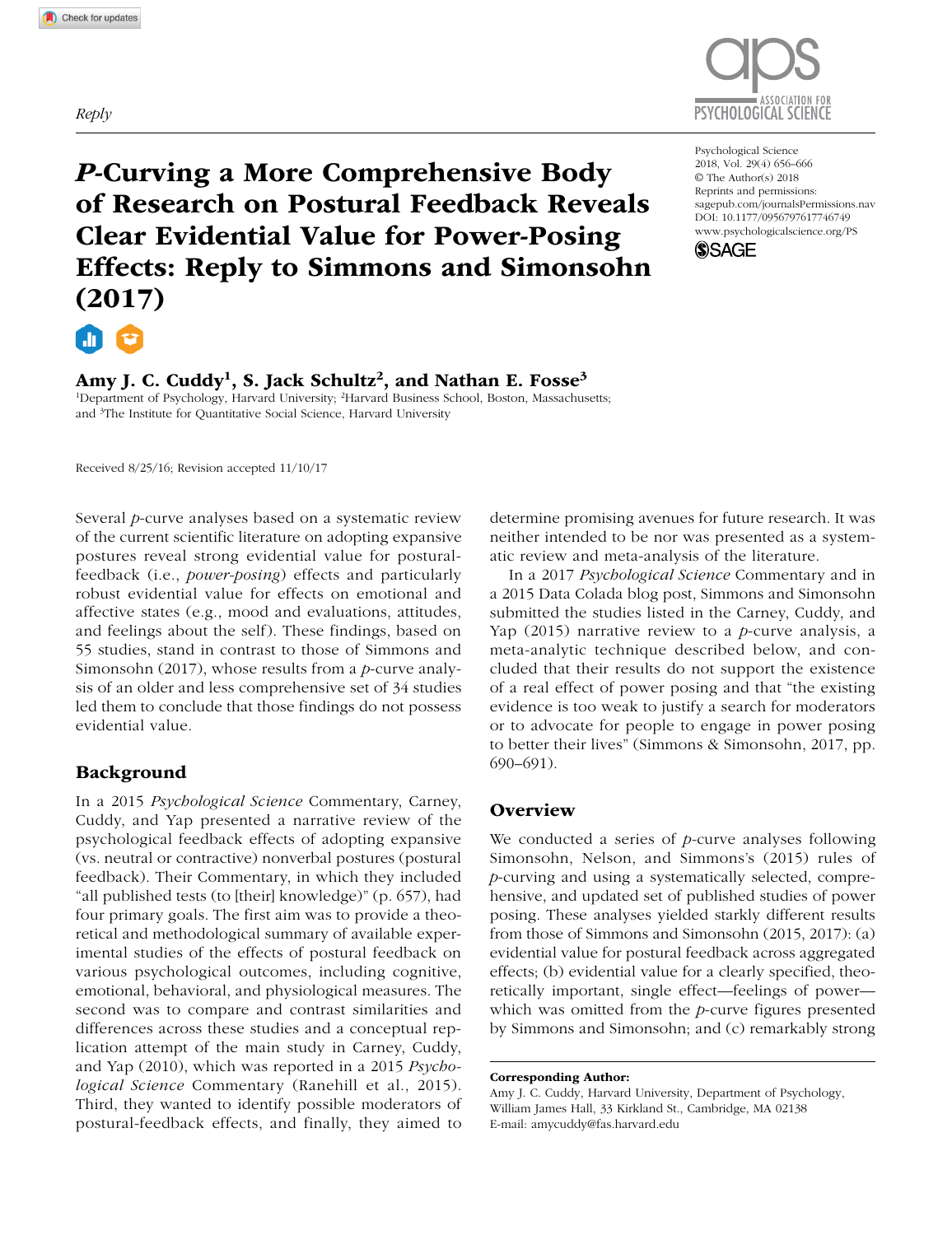Reply

# *P*-Curving a More Comprehensive Body of Research on Postural Feedback Reveals Clear Evidential Value for Power-Posing Effects: Reply to Simmons and Simonsohn (2017)

**Amy J. C. Cuddy[1], S. Jack Schultz[2], and Nathan E. Fosse[3]**

[1]Department of Psychology, Harvard University; [2]Harvard Business School, Boston, Massachusetts; and [3]The Institute for Quantitative Social Science, Harvard University

Psychological Science
2018, Vol. 29(4) 656–666
© The Author(s) 2018
Reprints and permissions: sagepub.com/journalsPermissions.nav
DOI: 10.1177/0956797617746749
www.psychologicalscience.org/PS

Received 8/25/16; Revision accepted 11/10/17

Several *p*-curve analyses based on a systematic review of the current scientific literature on adopting expansive postures reveal strong evidential value for postural-feedback (i.e., *power-posing*) effects and particularly robust evidential value for effects on emotional and affective states (e.g., mood and evaluations, attitudes, and feelings about the self). These findings, based on 55 studies, stand in contrast to those of Simmons and Simonsohn (2017), whose results from a *p*-curve analysis of an older and less comprehensive set of 34 studies led them to conclude that those findings do not possess evidential value.

## Background

In a 2015 *Psychological Science* Commentary, Carney, Cuddy, and Yap presented a narrative review of the psychological feedback effects of adopting expansive (vs. neutral or contractive) nonverbal postures (postural feedback). Their Commentary, in which they included "all published tests (to [their] knowledge)" (p. 657), had four primary goals. The first aim was to provide a theoretical and methodological summary of available experimental studies of the effects of postural feedback on various psychological outcomes, including cognitive, emotional, behavioral, and physiological measures. The second was to compare and contrast similarities and differences across these studies and a conceptual replication attempt of the main study in Carney, Cuddy, and Yap (2010), which was reported in a 2015 *Psychological Science* Commentary (Ranehill et al., 2015). Third, they wanted to identify possible moderators of postural-feedback effects, and finally, they aimed to determine promising avenues for future research. It was neither intended to be nor was presented as a systematic review and meta-analysis of the literature.

In a 2017 *Psychological Science* Commentary and in a 2015 Data Colada blog post, Simmons and Simonsohn submitted the studies listed in the Carney, Cuddy, and Yap (2015) narrative review to a *p*-curve analysis, a meta-analytic technique described below, and concluded that their results do not support the existence of a real effect of power posing and that "the existing evidence is too weak to justify a search for moderators or to advocate for people to engage in power posing to better their lives" (Simmons & Simonsohn, 2017, pp. 690–691).

## Overview

We conducted a series of *p*-curve analyses following Simonsohn, Nelson, and Simmons's (2015) rules of *p*-curving and using a systematically selected, comprehensive, and updated set of published studies of power posing. These analyses yielded starkly different results from those of Simmons and Simonsohn (2015, 2017): (a) evidential value for postural feedback across aggregated effects; (b) evidential value for a clearly specified, theoretically important, single effect—feelings of power—which was omitted from the *p*-curve figures presented by Simmons and Simonsohn; and (c) remarkably strong

**Corresponding Author:**
Amy J. C. Cuddy, Harvard University, Department of Psychology, William James Hall, 33 Kirkland St., Cambridge, MA 02138
E-mail: amycuddy@fas.harvard.edu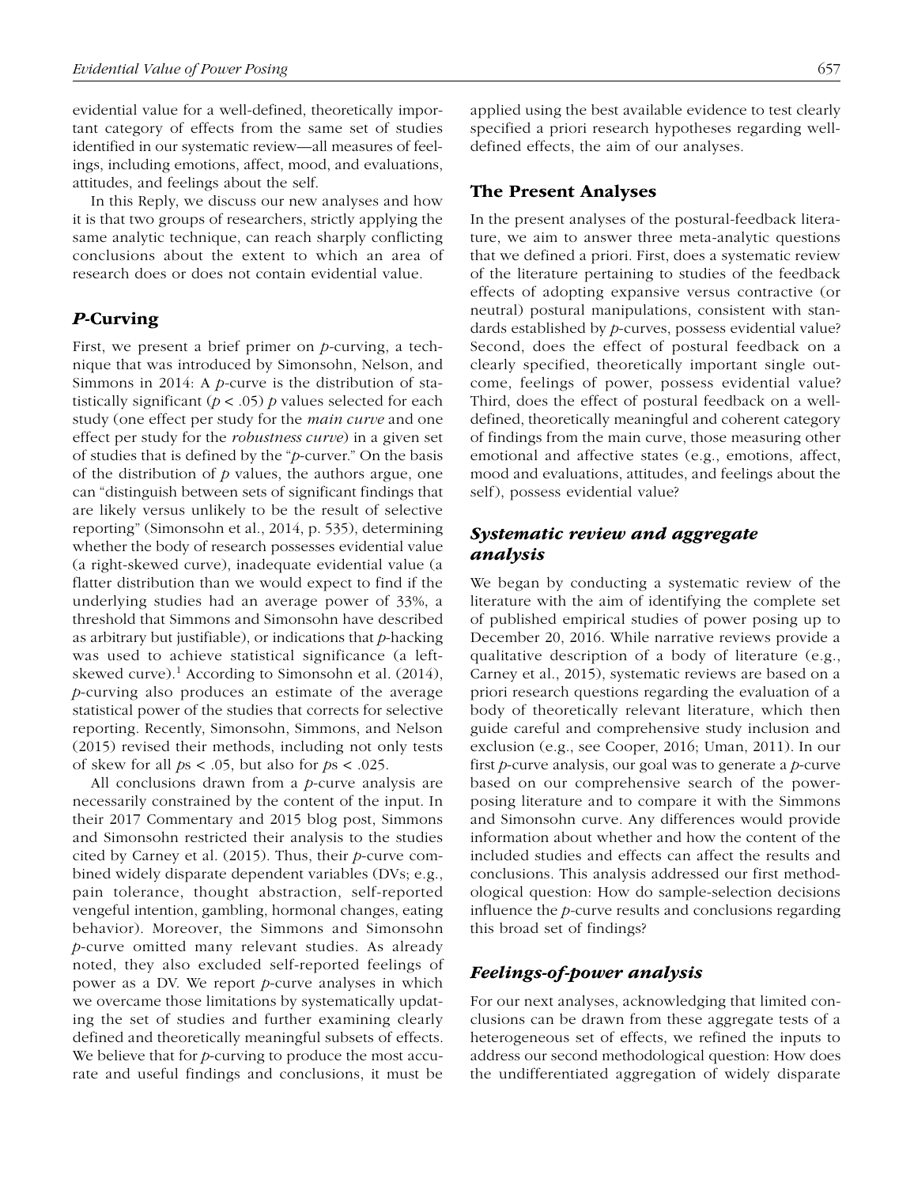evidential value for a well-defined, theoretically important category of effects from the same set of studies identified in our systematic review—all measures of feelings, including emotions, affect, mood, and evaluations, attitudes, and feelings about the self.

In this Reply, we discuss our new analyses and how it is that two groups of researchers, strictly applying the same analytic technique, can reach sharply conflicting conclusions about the extent to which an area of research does or does not contain evidential value.

## *P*-Curving

First, we present a brief primer on *p*-curving, a technique that was introduced by Simonsohn, Nelson, and Simmons in 2014: A *p*-curve is the distribution of statistically significant ($p < .05$) *p* values selected for each study (one effect per study for the *main curve* and one effect per study for the *robustness curve*) in a given set of studies that is defined by the "*p*-curver." On the basis of the distribution of *p* values, the authors argue, one can "distinguish between sets of significant findings that are likely versus unlikely to be the result of selective reporting" (Simonsohn et al., 2014, p. 535), determining whether the body of research possesses evidential value (a right-skewed curve), inadequate evidential value (a flatter distribution than we would expect to find if the underlying studies had an average power of 33%, a threshold that Simmons and Simonsohn have described as arbitrary but justifiable), or indications that *p*-hacking was used to achieve statistical significance (a left-skewed curve).[1] According to Simonsohn et al. (2014), *p*-curving also produces an estimate of the average statistical power of the studies that corrects for selective reporting. Recently, Simonsohn, Simmons, and Nelson (2015) revised their methods, including not only tests of skew for all $p$s $< .05$, but also for $p$s $< .025$.

All conclusions drawn from a *p*-curve analysis are necessarily constrained by the content of the input. In their 2017 Commentary and 2015 blog post, Simmons and Simonsohn restricted their analysis to the studies cited by Carney et al. (2015). Thus, their *p*-curve combined widely disparate dependent variables (DVs; e.g., pain tolerance, thought abstraction, self-reported vengeful intention, gambling, hormonal changes, eating behavior). Moreover, the Simmons and Simonsohn *p*-curve omitted many relevant studies. As already noted, they also excluded self-reported feelings of power as a DV. We report *p*-curve analyses in which we overcame those limitations by systematically updating the set of studies and further examining clearly defined and theoretically meaningful subsets of effects. We believe that for *p*-curving to produce the most accurate and useful findings and conclusions, it must be applied using the best available evidence to test clearly specified a priori research hypotheses regarding well-defined effects, the aim of our analyses.

## The Present Analyses

In the present analyses of the postural-feedback literature, we aim to answer three meta-analytic questions that we defined a priori. First, does a systematic review of the literature pertaining to studies of the feedback effects of adopting expansive versus contractive (or neutral) postural manipulations, consistent with standards established by *p*-curves, possess evidential value? Second, does the effect of postural feedback on a clearly specified, theoretically important single outcome, feelings of power, possess evidential value? Third, does the effect of postural feedback on a well-defined, theoretically meaningful and coherent category of findings from the main curve, those measuring other emotional and affective states (e.g., emotions, affect, mood and evaluations, attitudes, and feelings about the self), possess evidential value?

### *Systematic review and aggregate analysis*

We began by conducting a systematic review of the literature with the aim of identifying the complete set of published empirical studies of power posing up to December 20, 2016. While narrative reviews provide a qualitative description of a body of literature (e.g., Carney et al., 2015), systematic reviews are based on a priori research questions regarding the evaluation of a body of theoretically relevant literature, which then guide careful and comprehensive study inclusion and exclusion (e.g., see Cooper, 2016; Uman, 2011). In our first *p*-curve analysis, our goal was to generate a *p*-curve based on our comprehensive search of the power-posing literature and to compare it with the Simmons and Simonsohn curve. Any differences would provide information about whether and how the content of the included studies and effects can affect the results and conclusions. This analysis addressed our first methodological question: How do sample-selection decisions influence the *p*-curve results and conclusions regarding this broad set of findings?

### *Feelings-of-power analysis*

For our next analyses, acknowledging that limited conclusions can be drawn from these aggregate tests of a heterogeneous set of effects, we refined the inputs to address our second methodological question: How does the undifferentiated aggregation of widely disparate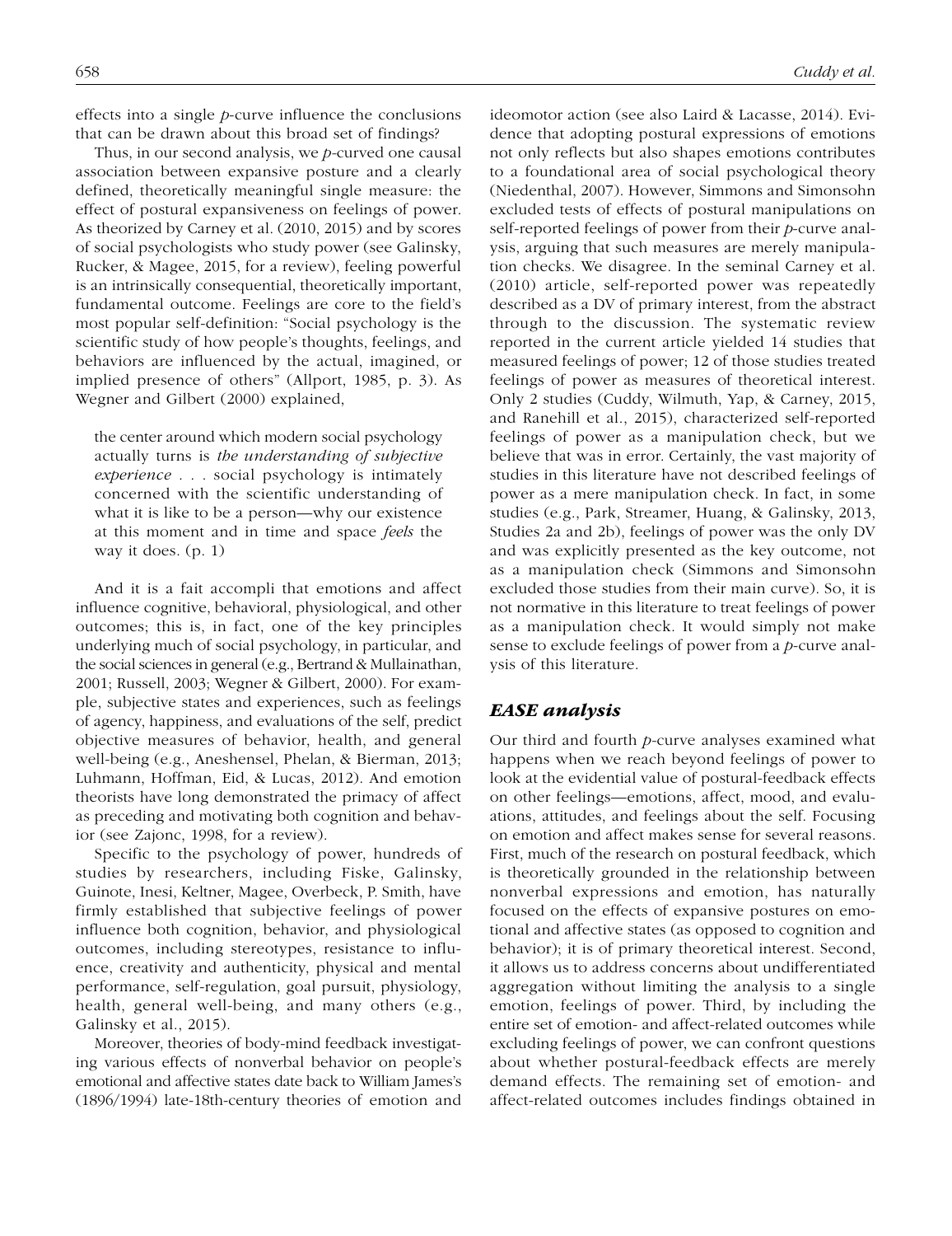effects into a single *p*-curve influence the conclusions that can be drawn about this broad set of findings?

Thus, in our second analysis, we *p*-curved one causal association between expansive posture and a clearly defined, theoretically meaningful single measure: the effect of postural expansiveness on feelings of power. As theorized by Carney et al. (2010, 2015) and by scores of social psychologists who study power (see Galinsky, Rucker, & Magee, 2015, for a review), feeling powerful is an intrinsically consequential, theoretically important, fundamental outcome. Feelings are core to the field's most popular self-definition: "Social psychology is the scientific study of how people's thoughts, feelings, and behaviors are influenced by the actual, imagined, or implied presence of others" (Allport, 1985, p. 3). As Wegner and Gilbert (2000) explained,

> the center around which modern social psychology actually turns is *the understanding of subjective experience* . . . social psychology is intimately concerned with the scientific understanding of what it is like to be a person—why our existence at this moment and in time and space *feels* the way it does. (p. 1)

And it is a fait accompli that emotions and affect influence cognitive, behavioral, physiological, and other outcomes; this is, in fact, one of the key principles underlying much of social psychology, in particular, and the social sciences in general (e.g., Bertrand & Mullainathan, 2001; Russell, 2003; Wegner & Gilbert, 2000). For example, subjective states and experiences, such as feelings of agency, happiness, and evaluations of the self, predict objective measures of behavior, health, and general well-being (e.g., Aneshensel, Phelan, & Bierman, 2013; Luhmann, Hoffman, Eid, & Lucas, 2012). And emotion theorists have long demonstrated the primacy of affect as preceding and motivating both cognition and behavior (see Zajonc, 1998, for a review).

Specific to the psychology of power, hundreds of studies by researchers, including Fiske, Galinsky, Guinote, Inesi, Keltner, Magee, Overbeck, P. Smith, have firmly established that subjective feelings of power influence both cognition, behavior, and physiological outcomes, including stereotypes, resistance to influence, creativity and authenticity, physical and mental performance, self-regulation, goal pursuit, physiology, health, general well-being, and many others (e.g., Galinsky et al., 2015).

Moreover, theories of body-mind feedback investigating various effects of nonverbal behavior on people's emotional and affective states date back to William James's (1896/1994) late-18th-century theories of emotion and ideomotor action (see also Laird & Lacasse, 2014). Evidence that adopting postural expressions of emotions not only reflects but also shapes emotions contributes to a foundational area of social psychological theory (Niedenthal, 2007). However, Simmons and Simonsohn excluded tests of effects of postural manipulations on self-reported feelings of power from their *p*-curve analysis, arguing that such measures are merely manipulation checks. We disagree. In the seminal Carney et al. (2010) article, self-reported power was repeatedly described as a DV of primary interest, from the abstract through to the discussion. The systematic review reported in the current article yielded 14 studies that measured feelings of power; 12 of those studies treated feelings of power as measures of theoretical interest. Only 2 studies (Cuddy, Wilmuth, Yap, & Carney, 2015, and Ranehill et al., 2015), characterized self-reported feelings of power as a manipulation check, but we believe that was in error. Certainly, the vast majority of studies in this literature have not described feelings of power as a mere manipulation check. In fact, in some studies (e.g., Park, Streamer, Huang, & Galinsky, 2013, Studies 2a and 2b), feelings of power was the only DV and was explicitly presented as the key outcome, not as a manipulation check (Simmons and Simonsohn excluded those studies from their main curve). So, it is not normative in this literature to treat feelings of power as a manipulation check. It would simply not make sense to exclude feelings of power from a *p*-curve analysis of this literature.

## *EASE analysis*

Our third and fourth *p*-curve analyses examined what happens when we reach beyond feelings of power to look at the evidential value of postural-feedback effects on other feelings—emotions, affect, mood, and evaluations, attitudes, and feelings about the self. Focusing on emotion and affect makes sense for several reasons. First, much of the research on postural feedback, which is theoretically grounded in the relationship between nonverbal expressions and emotion, has naturally focused on the effects of expansive postures on emotional and affective states (as opposed to cognition and behavior); it is of primary theoretical interest. Second, it allows us to address concerns about undifferentiated aggregation without limiting the analysis to a single emotion, feelings of power. Third, by including the entire set of emotion- and affect-related outcomes while excluding feelings of power, we can confront questions about whether postural-feedback effects are merely demand effects. The remaining set of emotion- and affect-related outcomes includes findings obtained in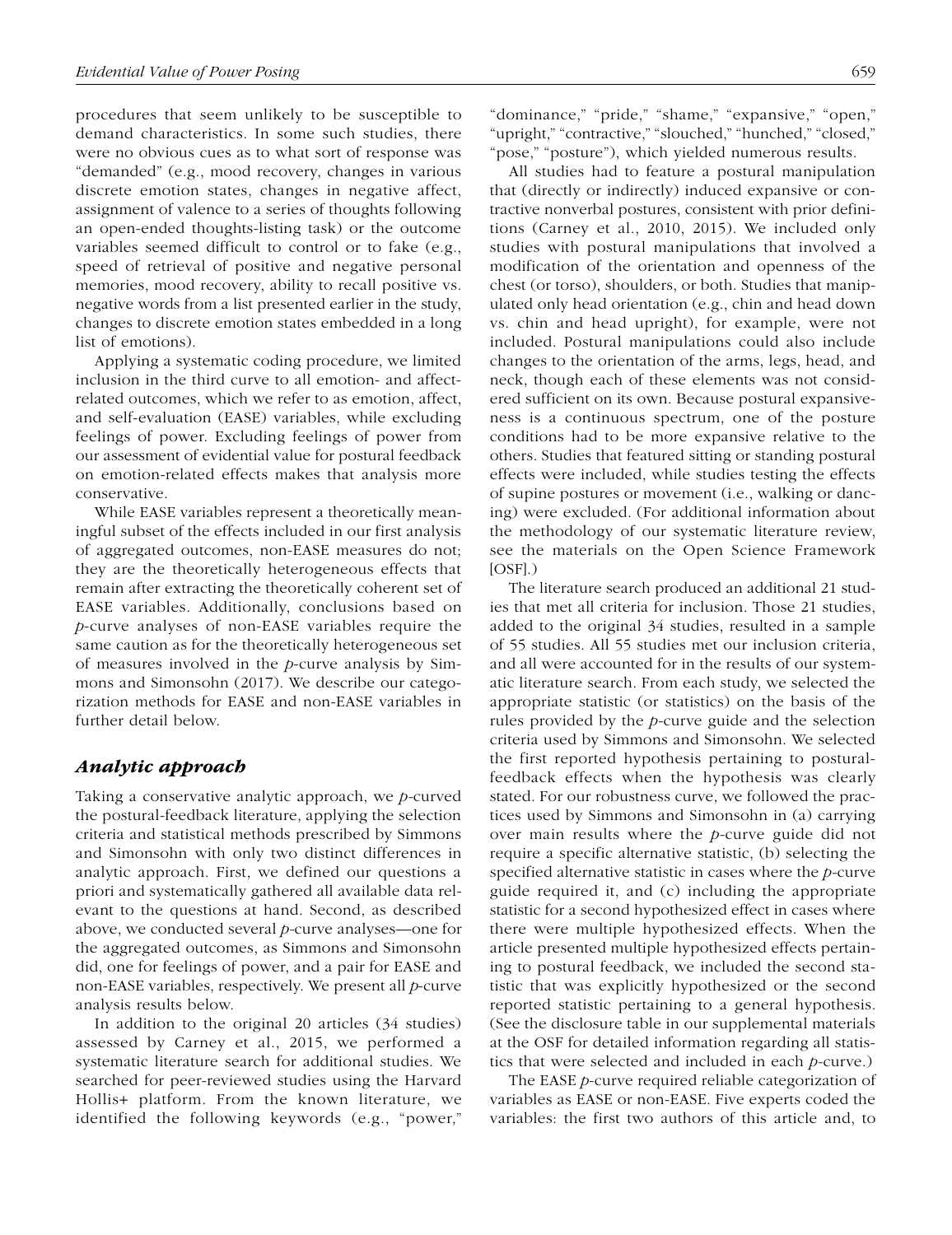procedures that seem unlikely to be susceptible to demand characteristics. In some such studies, there were no obvious cues as to what sort of response was "demanded" (e.g., mood recovery, changes in various discrete emotion states, changes in negative affect, assignment of valence to a series of thoughts following an open-ended thoughts-listing task) or the outcome variables seemed difficult to control or to fake (e.g., speed of retrieval of positive and negative personal memories, mood recovery, ability to recall positive vs. negative words from a list presented earlier in the study, changes to discrete emotion states embedded in a long list of emotions).

Applying a systematic coding procedure, we limited inclusion in the third curve to all emotion- and affect-related outcomes, which we refer to as emotion, affect, and self-evaluation (EASE) variables, while excluding feelings of power. Excluding feelings of power from our assessment of evidential value for postural feedback on emotion-related effects makes that analysis more conservative.

While EASE variables represent a theoretically meaningful subset of the effects included in our first analysis of aggregated outcomes, non-EASE measures do not; they are the theoretically heterogeneous effects that remain after extracting the theoretically coherent set of EASE variables. Additionally, conclusions based on *p*-curve analyses of non-EASE variables require the same caution as for the theoretically heterogeneous set of measures involved in the *p*-curve analysis by Simmons and Simonsohn (2017). We describe our categorization methods for EASE and non-EASE variables in further detail below.

## *Analytic approach*

Taking a conservative analytic approach, we *p*-curved the postural-feedback literature, applying the selection criteria and statistical methods prescribed by Simmons and Simonsohn with only two distinct differences in analytic approach. First, we defined our questions a priori and systematically gathered all available data relevant to the questions at hand. Second, as described above, we conducted several *p*-curve analyses—one for the aggregated outcomes, as Simmons and Simonsohn did, one for feelings of power, and a pair for EASE and non-EASE variables, respectively. We present all *p*-curve analysis results below.

In addition to the original 20 articles (34 studies) assessed by Carney et al., 2015, we performed a systematic literature search for additional studies. We searched for peer-reviewed studies using the Harvard Hollis+ platform. From the known literature, we identified the following keywords (e.g., "power," "dominance," "pride," "shame," "expansive," "open," "upright," "contractive," "slouched," "hunched," "closed," "pose," "posture"), which yielded numerous results.

All studies had to feature a postural manipulation that (directly or indirectly) induced expansive or contractive nonverbal postures, consistent with prior definitions (Carney et al., 2010, 2015). We included only studies with postural manipulations that involved a modification of the orientation and openness of the chest (or torso), shoulders, or both. Studies that manipulated only head orientation (e.g., chin and head down vs. chin and head upright), for example, were not included. Postural manipulations could also include changes to the orientation of the arms, legs, head, and neck, though each of these elements was not considered sufficient on its own. Because postural expansiveness is a continuous spectrum, one of the posture conditions had to be more expansive relative to the others. Studies that featured sitting or standing postural effects were included, while studies testing the effects of supine postures or movement (i.e., walking or dancing) were excluded. (For additional information about the methodology of our systematic literature review, see the materials on the Open Science Framework [OSF].)

The literature search produced an additional 21 studies that met all criteria for inclusion. Those 21 studies, added to the original 34 studies, resulted in a sample of 55 studies. All 55 studies met our inclusion criteria, and all were accounted for in the results of our systematic literature search. From each study, we selected the appropriate statistic (or statistics) on the basis of the rules provided by the *p*-curve guide and the selection criteria used by Simmons and Simonsohn. We selected the first reported hypothesis pertaining to postural-feedback effects when the hypothesis was clearly stated. For our robustness curve, we followed the practices used by Simmons and Simonsohn in (a) carrying over main results where the *p*-curve guide did not require a specific alternative statistic, (b) selecting the specified alternative statistic in cases where the *p*-curve guide required it, and (c) including the appropriate statistic for a second hypothesized effect in cases where there were multiple hypothesized effects. When the article presented multiple hypothesized effects pertaining to postural feedback, we included the second statistic that was explicitly hypothesized or the second reported statistic pertaining to a general hypothesis. (See the disclosure table in our supplemental materials at the OSF for detailed information regarding all statistics that were selected and included in each *p*-curve.)

The EASE *p*-curve required reliable categorization of variables as EASE or non-EASE. Five experts coded the variables: the first two authors of this article and, to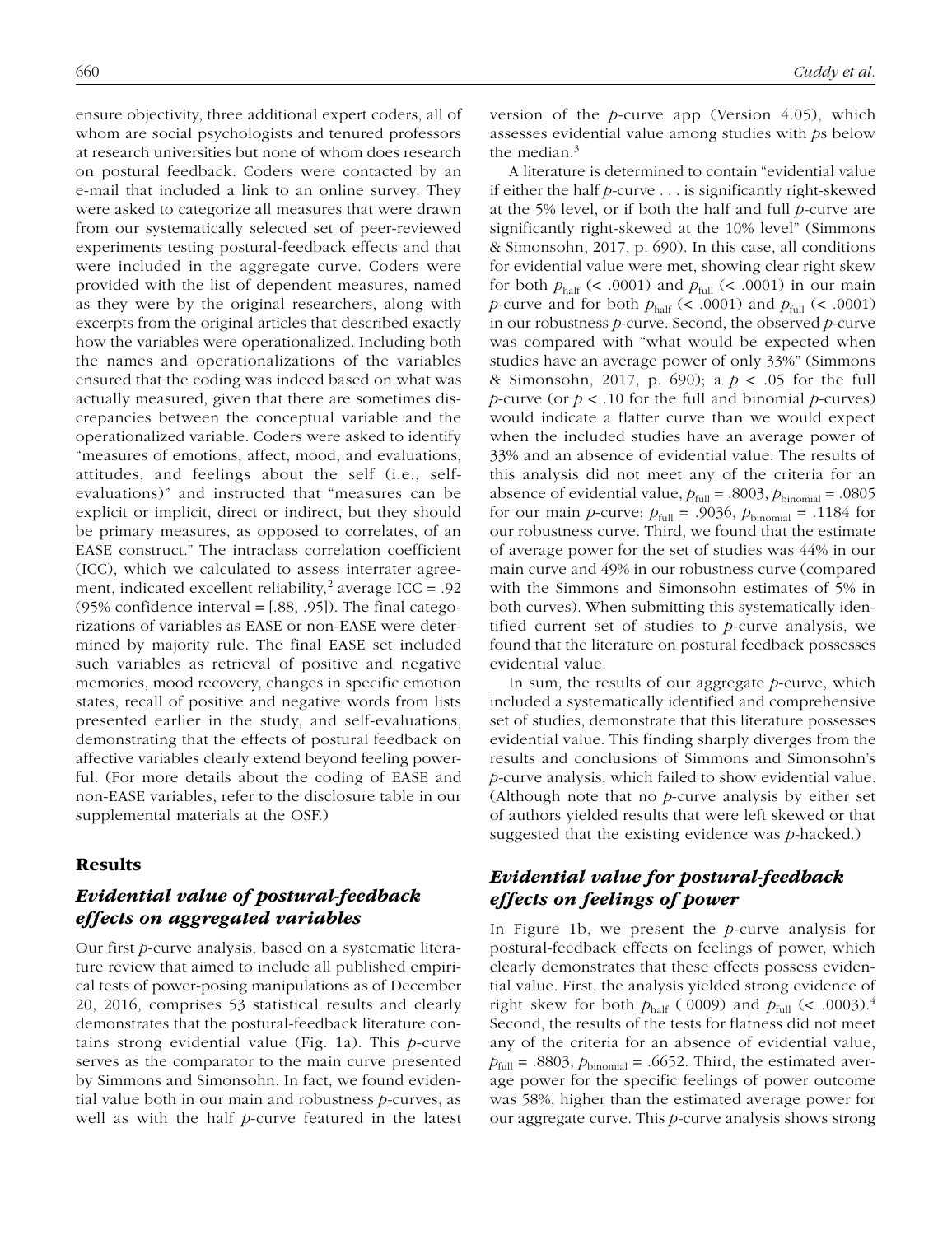ensure objectivity, three additional expert coders, all of whom are social psychologists and tenured professors at research universities but none of whom does research on postural feedback. Coders were contacted by an e-mail that included a link to an online survey. They were asked to categorize all measures that were drawn from our systematically selected set of peer-reviewed experiments testing postural-feedback effects and that were included in the aggregate curve. Coders were provided with the list of dependent measures, named as they were by the original researchers, along with excerpts from the original articles that described exactly how the variables were operationalized. Including both the names and operationalizations of the variables ensured that the coding was indeed based on what was actually measured, given that there are sometimes discrepancies between the conceptual variable and the operationalized variable. Coders were asked to identify "measures of emotions, affect, mood, and evaluations, attitudes, and feelings about the self (i.e., self-evaluations)" and instructed that "measures can be explicit or implicit, direct or indirect, but they should be primary measures, as opposed to correlates, of an EASE construct." The intraclass correlation coefficient (ICC), which we calculated to assess interrater agreement, indicated excellent reliability,[2] average ICC = .92 (95% confidence interval = [.88, .95]). The final categorizations of variables as EASE or non-EASE were determined by majority rule. The final EASE set included such variables as retrieval of positive and negative memories, mood recovery, changes in specific emotion states, recall of positive and negative words from lists presented earlier in the study, and self-evaluations, demonstrating that the effects of postural feedback on affective variables clearly extend beyond feeling powerful. (For more details about the coding of EASE and non-EASE variables, refer to the disclosure table in our supplemental materials at the OSF.)

## Results

### Evidential value of postural-feedback effects on aggregated variables

Our first *p*-curve analysis, based on a systematic literature review that aimed to include all published empirical tests of power-posing manipulations as of December 20, 2016, comprises 53 statistical results and clearly demonstrates that the postural-feedback literature contains strong evidential value (Fig. 1a). This *p*-curve serves as the comparator to the main curve presented by Simmons and Simonsohn. In fact, we found evidential value both in our main and robustness *p*-curves, as well as with the half *p*-curve featured in the latest version of the *p*-curve app (Version 4.05), which assesses evidential value among studies with *p*s below the median.[3]

A literature is determined to contain "evidential value if either the half *p*-curve . . . is significantly right-skewed at the 5% level, or if both the half and full *p*-curve are significantly right-skewed at the 10% level" (Simmons & Simonsohn, 2017, p. 690). In this case, all conditions for evidential value were met, showing clear right skew for both $p_{\text{half}}$ (< .0001) and $p_{\text{full}}$ (< .0001) in our main *p*-curve and for both $p_{\text{half}}$ (< .0001) and $p_{\text{full}}$ (< .0001) in our robustness *p*-curve. Second, the observed *p*-curve was compared with "what would be expected when studies have an average power of only 33%" (Simmons & Simonsohn, 2017, p. 690); a $p < .05$ for the full *p*-curve (or $p < .10$ for the full and binomial *p*-curves) would indicate a flatter curve than we would expect when the included studies have an average power of 33% and an absence of evidential value. The results of this analysis did not meet any of the criteria for an absence of evidential value, $p_{\text{full}} = .8003$, $p_{\text{binomial}} = .0805$ for our main *p*-curve; $p_{\text{full}} = .9036$, $p_{\text{binomial}} = .1184$ for our robustness curve. Third, we found that the estimate of average power for the set of studies was 44% in our main curve and 49% in our robustness curve (compared with the Simmons and Simonsohn estimates of 5% in both curves). When submitting this systematically identified current set of studies to *p*-curve analysis, we found that the literature on postural feedback possesses evidential value.

In sum, the results of our aggregate *p*-curve, which included a systematically identified and comprehensive set of studies, demonstrate that this literature possesses evidential value. This finding sharply diverges from the results and conclusions of Simmons and Simonsohn's *p*-curve analysis, which failed to show evidential value. (Although note that no *p*-curve analysis by either set of authors yielded results that were left skewed or that suggested that the existing evidence was *p*-hacked.)

### Evidential value for postural-feedback effects on feelings of power

In Figure 1b, we present the *p*-curve analysis for postural-feedback effects on feelings of power, which clearly demonstrates that these effects possess evidential value. First, the analysis yielded strong evidence of right skew for both $p_{\text{half}}$ (.0009) and $p_{\text{full}}$ (< .0003).[4] Second, the results of the tests for flatness did not meet any of the criteria for an absence of evidential value, $p_{\text{full}} = .8803$, $p_{\text{binomial}} = .6652$. Third, the estimated average power for the specific feelings of power outcome was 58%, higher than the estimated average power for our aggregate curve. This *p*-curve analysis shows strong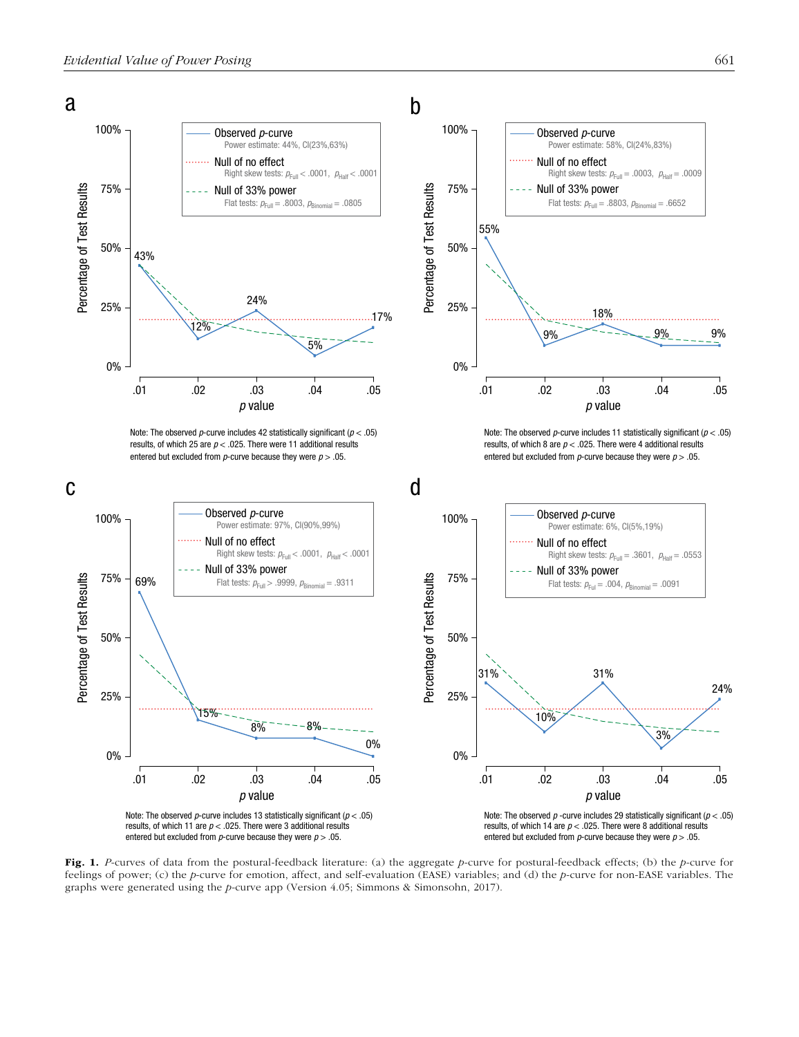**a**

Observed *p*-curve — Power estimate: 44%, CI(23%,63%)
Null of no effect — Right skew tests: $p_{Full} < .0001$, $p_{Half} < .0001$
Null of 33% power — Flat tests: $p_{Full} = .8003$, $p_{Binomial} = .0805$

Note: The observed *p*-curve includes 42 statistically significant ($p < .05$) results, of which 25 are $p < .025$. There were 11 additional results entered but excluded from *p*-curve because they were $p > .05$.

**b**

Observed *p*-curve — Power estimate: 58%, CI(24%,83%)
Null of no effect — Right skew tests: $p_{Full} = .0003$, $p_{Half} = .0009$
Null of 33% power — Flat tests: $p_{Full} = .8803$, $p_{Binomial} = .6652$

Note: The observed *p*-curve includes 11 statistically significant ($p < .05$) results, of which 8 are $p < .025$. There were 4 additional results entered but excluded from *p*-curve because they were $p > .05$.

**c**

Observed *p*-curve — Power estimate: 97%, CI(90%,99%)
Null of no effect — Right skew tests: $p_{Full} < .0001$, $p_{Half} < .0001$
Null of 33% power — Flat tests: $p_{Full} > .9999$, $p_{Binomial} = .9311$

Note: The observed *p*-curve includes 13 statistically significant ($p < .05$) results, of which 11 are $p < .025$. There were 3 additional results entered but excluded from *p*-curve because they were $p > .05$.

**d**

Observed *p*-curve — Power estimate: 6%, CI(5%,19%)
Null of no effect — Right skew tests: $p_{Full} = .3601$, $p_{Half} = .0553$
Null of 33% power — Flat tests: $p_{Ful} = .004$, $p_{Binomial} = .0091$

Note: The observed *p* -curve includes 29 statistically significant ($p < .05$) results, of which 14 are $p < .025$. There were 8 additional results entered but excluded from *p*-curve because they were $p > .05$.

**Fig. 1.** *P*-curves of data from the postural-feedback literature: (a) the aggregate *p*-curve for postural-feedback effects; (b) the *p*-curve for feelings of power; (c) the *p*-curve for emotion, affect, and self-evaluation (EASE) variables; and (d) the *p*-curve for non-EASE variables. The graphs were generated using the *p*-curve app (Version 4.05; Simmons & Simonsohn, 2017).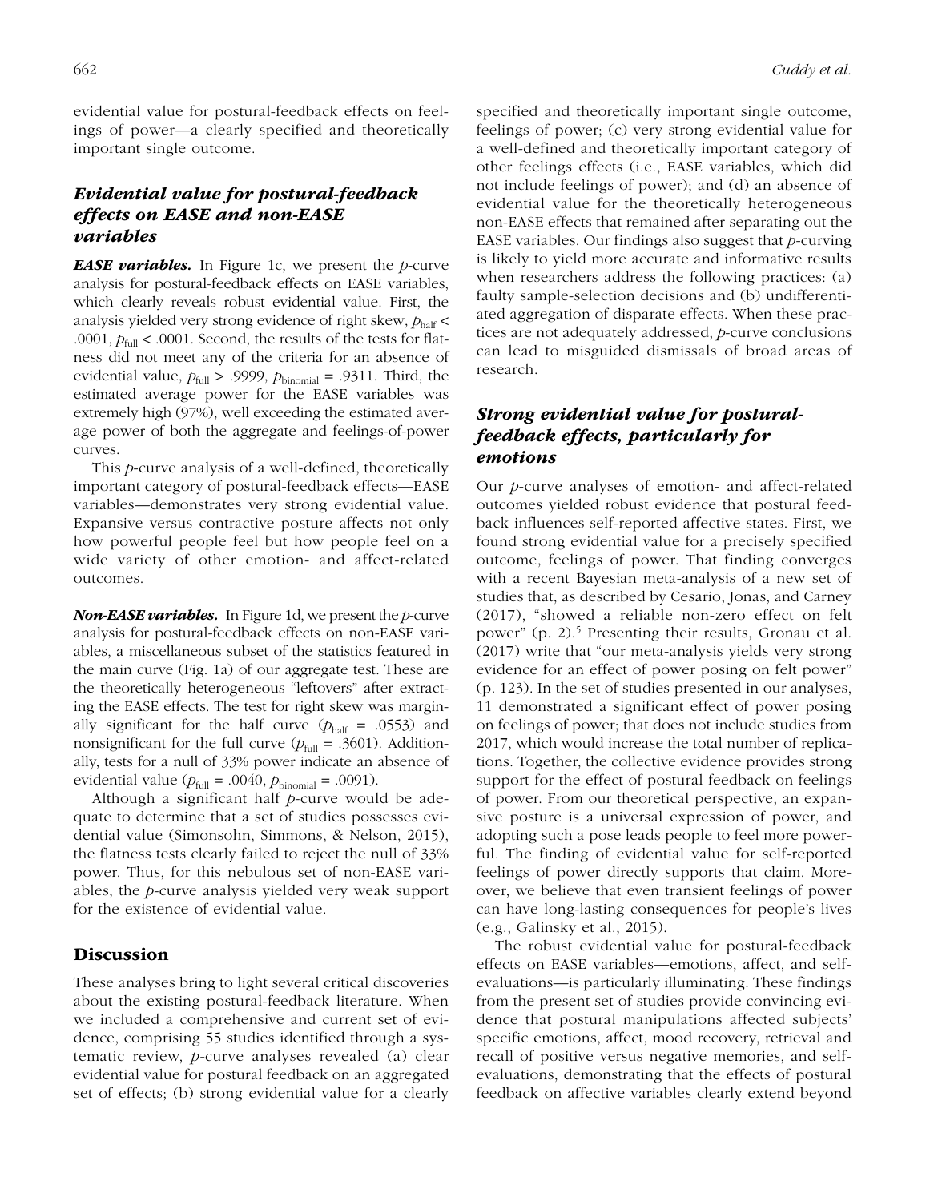evidential value for postural-feedback effects on feelings of power—a clearly specified and theoretically important single outcome.

### *Evidential value for postural-feedback effects on EASE and non-EASE variables*

***EASE variables.*** In Figure 1c, we present the *p*-curve analysis for postural-feedback effects on EASE variables, which clearly reveals robust evidential value. First, the analysis yielded very strong evidence of right skew, $p_{\text{half}} < .0001$, $p_{\text{full}} < .0001$. Second, the results of the tests for flatness did not meet any of the criteria for an absence of evidential value, $p_{\text{full}} > .9999$, $p_{\text{binomial}} = .9311$. Third, the estimated average power for the EASE variables was extremely high (97%), well exceeding the estimated average power of both the aggregate and feelings-of-power curves.

This *p*-curve analysis of a well-defined, theoretically important category of postural-feedback effects—EASE variables—demonstrates very strong evidential value. Expansive versus contractive posture affects not only how powerful people feel but how people feel on a wide variety of other emotion- and affect-related outcomes.

***Non-EASE variables.*** In Figure 1d, we present the *p*-curve analysis for postural-feedback effects on non-EASE variables, a miscellaneous subset of the statistics featured in the main curve (Fig. 1a) of our aggregate test. These are the theoretically heterogeneous "leftovers" after extracting the EASE effects. The test for right skew was marginally significant for the half curve ($p_{\text{half}} = .0553$) and nonsignificant for the full curve ($p_{\text{full}} = .3601$). Additionally, tests for a null of 33% power indicate an absence of evidential value ($p_{\text{full}} = .0040$, $p_{\text{binomial}} = .0091$).

Although a significant half *p*-curve would be adequate to determine that a set of studies possesses evidential value (Simonsohn, Simmons, & Nelson, 2015), the flatness tests clearly failed to reject the null of 33% power. Thus, for this nebulous set of non-EASE variables, the *p*-curve analysis yielded very weak support for the existence of evidential value.

## Discussion

These analyses bring to light several critical discoveries about the existing postural-feedback literature. When we included a comprehensive and current set of evidence, comprising 55 studies identified through a systematic review, *p*-curve analyses revealed (a) clear evidential value for postural feedback on an aggregated set of effects; (b) strong evidential value for a clearly specified and theoretically important single outcome, feelings of power; (c) very strong evidential value for a well-defined and theoretically important category of other feelings effects (i.e., EASE variables, which did not include feelings of power); and (d) an absence of evidential value for the theoretically heterogeneous non-EASE effects that remained after separating out the EASE variables. Our findings also suggest that *p*-curving is likely to yield more accurate and informative results when researchers address the following practices: (a) faulty sample-selection decisions and (b) undifferentiated aggregation of disparate effects. When these practices are not adequately addressed, *p*-curve conclusions can lead to misguided dismissals of broad areas of research.

### *Strong evidential value for postural-feedback effects, particularly for emotions*

Our *p*-curve analyses of emotion- and affect-related outcomes yielded robust evidence that postural feedback influences self-reported affective states. First, we found strong evidential value for a precisely specified outcome, feelings of power. That finding converges with a recent Bayesian meta-analysis of a new set of studies that, as described by Cesario, Jonas, and Carney (2017), "showed a reliable non-zero effect on felt power" (p. 2).[5] Presenting their results, Gronau et al. (2017) write that "our meta-analysis yields very strong evidence for an effect of power posing on felt power" (p. 123). In the set of studies presented in our analyses, 11 demonstrated a significant effect of power posing on feelings of power; that does not include studies from 2017, which would increase the total number of replications. Together, the collective evidence provides strong support for the effect of postural feedback on feelings of power. From our theoretical perspective, an expansive posture is a universal expression of power, and adopting such a pose leads people to feel more powerful. The finding of evidential value for self-reported feelings of power directly supports that claim. Moreover, we believe that even transient feelings of power can have long-lasting consequences for people's lives (e.g., Galinsky et al., 2015).

The robust evidential value for postural-feedback effects on EASE variables—emotions, affect, and self-evaluations—is particularly illuminating. These findings from the present set of studies provide convincing evidence that postural manipulations affected subjects' specific emotions, affect, mood recovery, retrieval and recall of positive versus negative memories, and self-evaluations, demonstrating that the effects of postural feedback on affective variables clearly extend beyond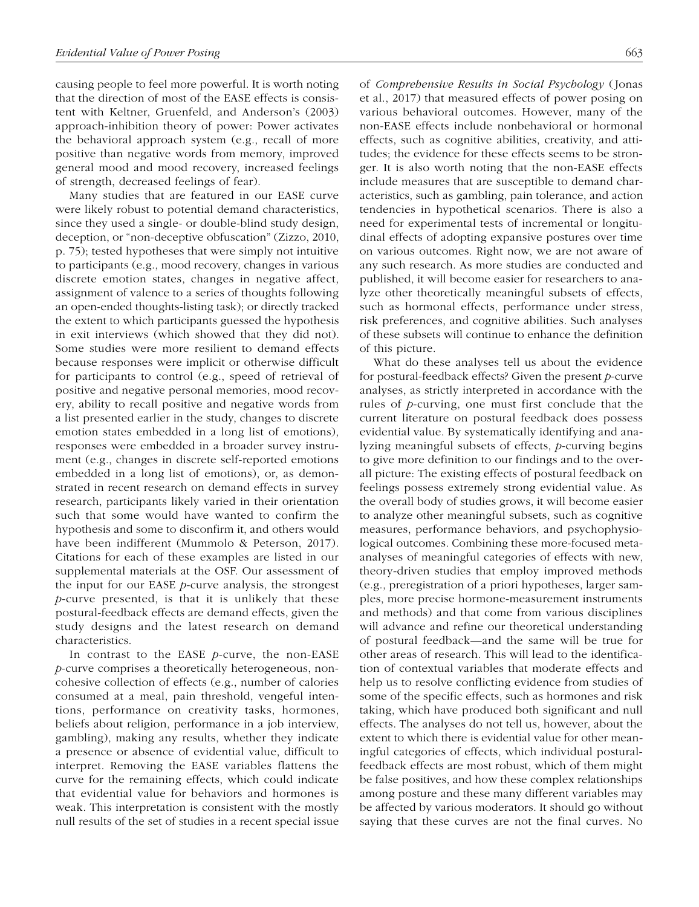causing people to feel more powerful. It is worth noting that the direction of most of the EASE effects is consistent with Keltner, Gruenfeld, and Anderson's (2003) approach-inhibition theory of power: Power activates the behavioral approach system (e.g., recall of more positive than negative words from memory, improved general mood and mood recovery, increased feelings of strength, decreased feelings of fear).

Many studies that are featured in our EASE curve were likely robust to potential demand characteristics, since they used a single- or double-blind study design, deception, or "non-deceptive obfuscation" (Zizzo, 2010, p. 75); tested hypotheses that were simply not intuitive to participants (e.g., mood recovery, changes in various discrete emotion states, changes in negative affect, assignment of valence to a series of thoughts following an open-ended thoughts-listing task); or directly tracked the extent to which participants guessed the hypothesis in exit interviews (which showed that they did not). Some studies were more resilient to demand effects because responses were implicit or otherwise difficult for participants to control (e.g., speed of retrieval of positive and negative personal memories, mood recovery, ability to recall positive and negative words from a list presented earlier in the study, changes to discrete emotion states embedded in a long list of emotions), responses were embedded in a broader survey instrument (e.g., changes in discrete self-reported emotions embedded in a long list of emotions), or, as demonstrated in recent research on demand effects in survey research, participants likely varied in their orientation such that some would have wanted to confirm the hypothesis and some to disconfirm it, and others would have been indifferent (Mummolo & Peterson, 2017). Citations for each of these examples are listed in our supplemental materials at the OSF. Our assessment of the input for our EASE *p*-curve analysis, the strongest *p*-curve presented, is that it is unlikely that these postural-feedback effects are demand effects, given the study designs and the latest research on demand characteristics.

In contrast to the EASE *p*-curve, the non-EASE *p*-curve comprises a theoretically heterogeneous, noncohesive collection of effects (e.g., number of calories consumed at a meal, pain threshold, vengeful intentions, performance on creativity tasks, hormones, beliefs about religion, performance in a job interview, gambling), making any results, whether they indicate a presence or absence of evidential value, difficult to interpret. Removing the EASE variables flattens the curve for the remaining effects, which could indicate that evidential value for behaviors and hormones is weak. This interpretation is consistent with the mostly null results of the set of studies in a recent special issue of *Comprehensive Results in Social Psychology* (Jonas et al., 2017) that measured effects of power posing on various behavioral outcomes. However, many of the non-EASE effects include nonbehavioral or hormonal effects, such as cognitive abilities, creativity, and attitudes; the evidence for these effects seems to be stronger. It is also worth noting that the non-EASE effects include measures that are susceptible to demand characteristics, such as gambling, pain tolerance, and action tendencies in hypothetical scenarios. There is also a need for experimental tests of incremental or longitudinal effects of adopting expansive postures over time on various outcomes. Right now, we are not aware of any such research. As more studies are conducted and published, it will become easier for researchers to analyze other theoretically meaningful subsets of effects, such as hormonal effects, performance under stress, risk preferences, and cognitive abilities. Such analyses of these subsets will continue to enhance the definition of this picture.

What do these analyses tell us about the evidence for postural-feedback effects? Given the present *p*-curve analyses, as strictly interpreted in accordance with the rules of *p*-curving, one must first conclude that the current literature on postural feedback does possess evidential value. By systematically identifying and analyzing meaningful subsets of effects, *p*-curving begins to give more definition to our findings and to the overall picture: The existing effects of postural feedback on feelings possess extremely strong evidential value. As the overall body of studies grows, it will become easier to analyze other meaningful subsets, such as cognitive measures, performance behaviors, and psychophysiological outcomes. Combining these more-focused meta-analyses of meaningful categories of effects with new, theory-driven studies that employ improved methods (e.g., preregistration of a priori hypotheses, larger samples, more precise hormone-measurement instruments and methods) and that come from various disciplines will advance and refine our theoretical understanding of postural feedback—and the same will be true for other areas of research. This will lead to the identification of contextual variables that moderate effects and help us to resolve conflicting evidence from studies of some of the specific effects, such as hormones and risk taking, which have produced both significant and null effects. The analyses do not tell us, however, about the extent to which there is evidential value for other meaningful categories of effects, which individual postural-feedback effects are most robust, which of them might be false positives, and how these complex relationships among posture and these many different variables may be affected by various moderators. It should go without saying that these curves are not the final curves. No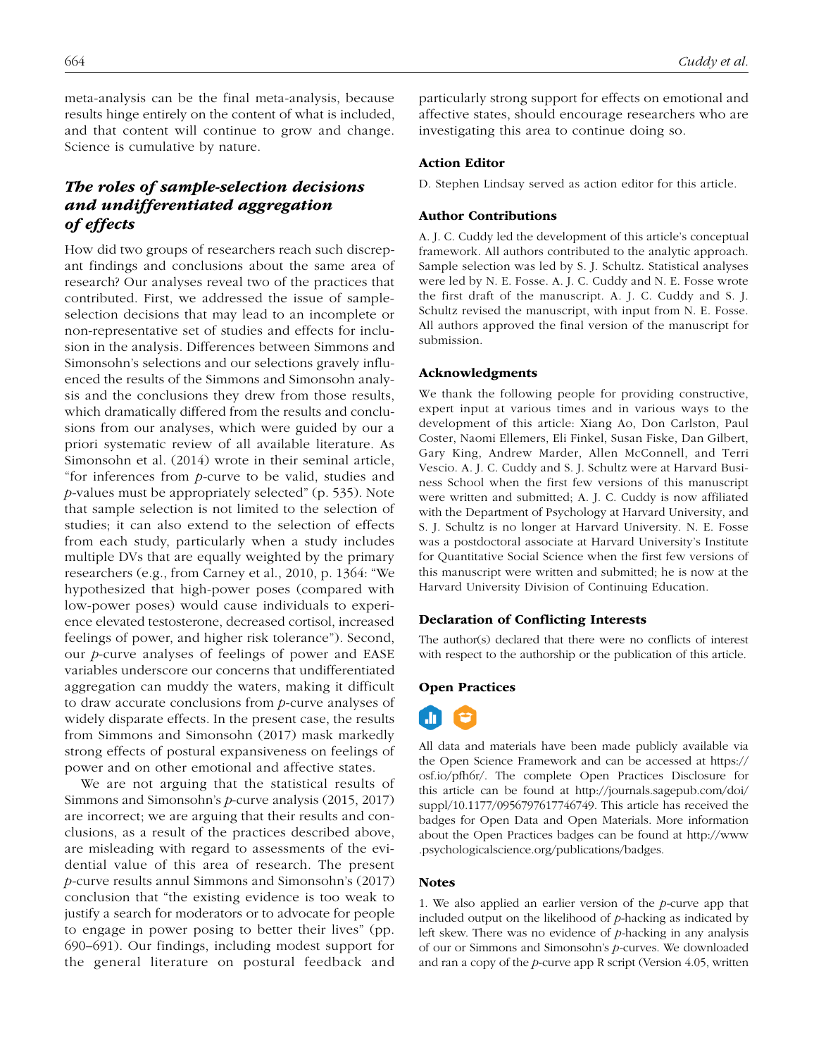meta-analysis can be the final meta-analysis, because results hinge entirely on the content of what is included, and that content will continue to grow and change. Science is cumulative by nature.

### *The roles of sample-selection decisions and undifferentiated aggregation of effects*

How did two groups of researchers reach such discrepant findings and conclusions about the same area of research? Our analyses reveal two of the practices that contributed. First, we addressed the issue of sample-selection decisions that may lead to an incomplete or non-representative set of studies and effects for inclusion in the analysis. Differences between Simmons and Simonsohn's selections and our selections gravely influenced the results of the Simmons and Simonsohn analysis and the conclusions they drew from those results, which dramatically differed from the results and conclusions from our analyses, which were guided by our a priori systematic review of all available literature. As Simonsohn et al. (2014) wrote in their seminal article, "for inferences from *p*-curve to be valid, studies and *p*-values must be appropriately selected" (p. 535). Note that sample selection is not limited to the selection of studies; it can also extend to the selection of effects from each study, particularly when a study includes multiple DVs that are equally weighted by the primary researchers (e.g., from Carney et al., 2010, p. 1364: "We hypothesized that high-power poses (compared with low-power poses) would cause individuals to experience elevated testosterone, decreased cortisol, increased feelings of power, and higher risk tolerance"). Second, our *p*-curve analyses of feelings of power and EASE variables underscore our concerns that undifferentiated aggregation can muddy the waters, making it difficult to draw accurate conclusions from *p*-curve analyses of widely disparate effects. In the present case, the results from Simmons and Simonsohn (2017) mask markedly strong effects of postural expansiveness on feelings of power and on other emotional and affective states.

We are not arguing that the statistical results of Simmons and Simonsohn's *p*-curve analysis (2015, 2017) are incorrect; we are arguing that their results and conclusions, as a result of the practices described above, are misleading with regard to assessments of the evidential value of this area of research. The present *p*-curve results annul Simmons and Simonsohn's (2017) conclusion that "the existing evidence is too weak to justify a search for moderators or to advocate for people to engage in power posing to better their lives" (pp. 690–691). Our findings, including modest support for the general literature on postural feedback and particularly strong support for effects on emotional and affective states, should encourage researchers who are investigating this area to continue doing so.

## Action Editor

D. Stephen Lindsay served as action editor for this article.

## Author Contributions

A. J. C. Cuddy led the development of this article's conceptual framework. All authors contributed to the analytic approach. Sample selection was led by S. J. Schultz. Statistical analyses were led by N. E. Fosse. A. J. C. Cuddy and N. E. Fosse wrote the first draft of the manuscript. A. J. C. Cuddy and S. J. Schultz revised the manuscript, with input from N. E. Fosse. All authors approved the final version of the manuscript for submission.

## Acknowledgments

We thank the following people for providing constructive, expert input at various times and in various ways to the development of this article: Xiang Ao, Don Carlston, Paul Coster, Naomi Ellemers, Eli Finkel, Susan Fiske, Dan Gilbert, Gary King, Andrew Marder, Allen McConnell, and Terri Vescio. A. J. C. Cuddy and S. J. Schultz were at Harvard Business School when the first few versions of this manuscript were written and submitted; A. J. C. Cuddy is now affiliated with the Department of Psychology at Harvard University, and S. J. Schultz is no longer at Harvard University. N. E. Fosse was a postdoctoral associate at Harvard University's Institute for Quantitative Social Science when the first few versions of this manuscript were written and submitted; he is now at the Harvard University Division of Continuing Education.

## Declaration of Conflicting Interests

The author(s) declared that there were no conflicts of interest with respect to the authorship or the publication of this article.

## Open Practices

All data and materials have been made publicly available via the Open Science Framework and can be accessed at https://osf.io/pfh6r/. The complete Open Practices Disclosure for this article can be found at http://journals.sagepub.com/doi/suppl/10.1177/0956797617746749. This article has received the badges for Open Data and Open Materials. More information about the Open Practices badges can be found at http://www.psychologicalscience.org/publications/badges.

## Notes

1. We also applied an earlier version of the *p*-curve app that included output on the likelihood of *p*-hacking as indicated by left skew. There was no evidence of *p*-hacking in any analysis of our or Simmons and Simonsohn's *p*-curves. We downloaded and ran a copy of the *p*-curve app R script (Version 4.05, written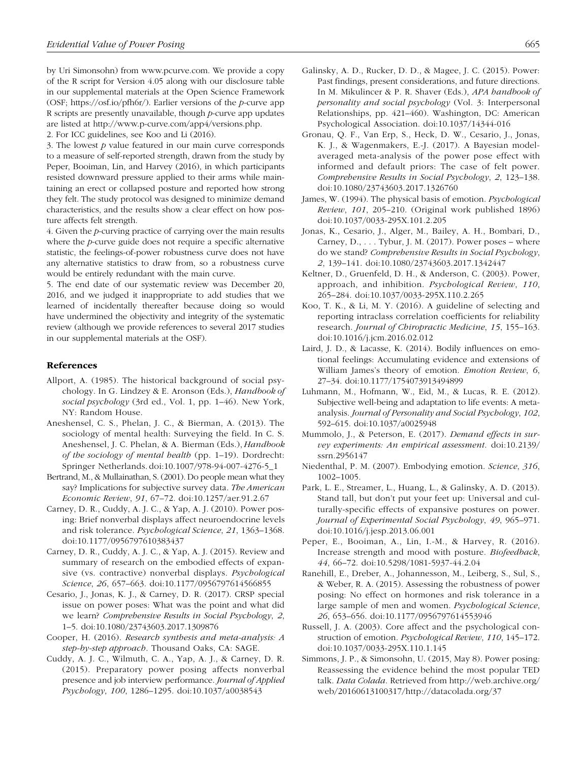by Uri Simonsohn) from www.pcurve.com. We provide a copy of the R script for Version 4.05 along with our disclosure table in our supplemental materials at the Open Science Framework (OSF; https://osf.io/pfh6r/). Earlier versions of the *p*-curve app R scripts are presently unavailable, though *p*-curve app updates are listed at http://www.p-curve.com/app4/versions.php.

2. For ICC guidelines, see Koo and Li (2016).

3. The lowest *p* value featured in our main curve corresponds to a measure of self-reported strength, drawn from the study by Peper, Booiman, Lin, and Harvey (2016), in which participants resisted downward pressure applied to their arms while maintaining an erect or collapsed posture and reported how strong they felt. The study protocol was designed to minimize demand characteristics, and the results show a clear effect on how posture affects felt strength.

4. Given the *p*-curving practice of carrying over the main results where the *p*-curve guide does not require a specific alternative statistic, the feelings-of-power robustness curve does not have any alternative statistics to draw from, so a robustness curve would be entirely redundant with the main curve.

5. The end date of our systematic review was December 20, 2016, and we judged it inappropriate to add studies that we learned of incidentally thereafter because doing so would have undermined the objectivity and integrity of the systematic review (although we provide references to several 2017 studies in our supplemental materials at the OSF).

## References

Allport, A. (1985). The historical background of social psychology. In G. Lindzey & E. Aronson (Eds.), *Handbook of social psychology* (3rd ed., Vol. 1, pp. 1–46). New York, NY: Random House.

Aneshensel, C. S., Phelan, J. C., & Bierman, A. (2013). The sociology of mental health: Surveying the field. In C. S. Aneshensel, J. C. Phelan, & A. Bierman (Eds.), *Handbook of the sociology of mental health* (pp. 1–19). Dordrecht: Springer Netherlands. doi:10.1007/978-94-007-4276-5_1

Bertrand, M., & Mullainathan, S. (2001). Do people mean what they say? Implications for subjective survey data. *The American Economic Review*, *91*, 67–72. doi:10.1257/aer.91.2.67

Carney, D. R., Cuddy, A. J. C., & Yap, A. J. (2010). Power posing: Brief nonverbal displays affect neuroendocrine levels and risk tolerance. *Psychological Science*, *21*, 1363–1368. doi:10.1177/0956797610383437

Carney, D. R., Cuddy, A. J. C., & Yap, A. J. (2015). Review and summary of research on the embodied effects of expansive (vs. contractive) nonverbal displays. *Psychological Science*, *26*, 657–663. doi:10.1177/0956797614566855

Cesario, J., Jonas, K. J., & Carney, D. R. (2017). CRSP special issue on power poses: What was the point and what did we learn? *Comprehensive Results in Social Psychology*, *2*, 1–5. doi:10.1080/23743603.2017.1309876

Cooper, H. (2016). *Research synthesis and meta-analysis: A step-by-step approach*. Thousand Oaks, CA: SAGE.

Cuddy, A. J. C., Wilmuth, C. A., Yap, A. J., & Carney, D. R. (2015). Preparatory power posing affects nonverbal presence and job interview performance. *Journal of Applied Psychology*, *100*, 1286–1295. doi:10.1037/a0038543

Galinsky, A. D., Rucker, D. D., & Magee, J. C. (2015). Power: Past findings, present considerations, and future directions. In M. Mikulincer & P. R. Shaver (Eds.), *APA handbook of personality and social psychology* (Vol. 3: Interpersonal Relationships, pp. 421–460). Washington, DC: American Psychological Association. doi:10.1037/14344-016

Gronau, Q. F., Van Erp, S., Heck, D. W., Cesario, J., Jonas, K. J., & Wagenmakers, E.-J. (2017). A Bayesian model-averaged meta-analysis of the power pose effect with informed and default priors: The case of felt power. *Comprehensive Results in Social Psychology*, *2*, 123–138. doi:10.1080/23743603.2017.1326760

James, W. (1994). The physical basis of emotion. *Psychological Review*, *101*, 205–210. (Original work published 1896) doi:10.1037/0033-295X.101.2.205

Jonas, K., Cesario, J., Alger, M., Bailey, A. H., Bombari, D., Carney, D., . . . Tybur, J. M. (2017). Power poses – where do we stand? *Comprehensive Results in Social Psychology*, *2*, 139–141. doi:10.1080/23743603.2017.1342447

Keltner, D., Gruenfeld, D. H., & Anderson, C. (2003). Power, approach, and inhibition. *Psychological Review*, *110*, 265–284. doi:10.1037/0033-295X.110.2.265

Koo, T. K., & Li, M. Y. (2016). A guideline of selecting and reporting intraclass correlation coefficients for reliability research. *Journal of Chiropractic Medicine*, *15*, 155–163. doi:10.1016/j.jcm.2016.02.012

Laird, J. D., & Lacasse, K. (2014). Bodily influences on emotional feelings: Accumulating evidence and extensions of William James's theory of emotion. *Emotion Review*, *6*, 27–34. doi:10.1177/1754073913494899

Luhmann, M., Hofmann, W., Eid, M., & Lucas, R. E. (2012). Subjective well-being and adaptation to life events: A meta-analysis. *Journal of Personality and Social Psychology*, *102*, 592–615. doi:10.1037/a0025948

Mummolo, J., & Peterson, E. (2017). *Demand effects in survey experiments: An empirical assessment*. doi:10.2139/ssrn.2956147

Niedenthal, P. M. (2007). Embodying emotion. *Science*, *316*, 1002–1005.

Park, L. E., Streamer, L., Huang, L., & Galinsky, A. D. (2013). Stand tall, but don't put your feet up: Universal and culturally-specific effects of expansive postures on power. *Journal of Experimental Social Psychology*, *49*, 965–971. doi:10.1016/j.jesp.2013.06.001

Peper, E., Booiman, A., Lin, I.-M., & Harvey, R. (2016). Increase strength and mood with posture. *Biofeedback*, *44*, 66–72. doi:10.5298/1081-5937-44.2.04

Ranehill, E., Dreber, A., Johannesson, M., Leiberg, S., Sul, S., & Weber, R. A. (2015). Assessing the robustness of power posing: No effect on hormones and risk tolerance in a large sample of men and women. *Psychological Science*, *26*, 653–656. doi:10.1177/0956797614553946

Russell, J. A. (2003). Core affect and the psychological construction of emotion. *Psychological Review*, *110*, 145–172. doi:10.1037/0033-295X.110.1.145

Simmons, J. P., & Simonsohn, U. (2015, May 8). Power posing: Reassessing the evidence behind the most popular TED talk. *Data Colada*. Retrieved from http://web.archive.org/web/20160613100317/http://datacolada.org/37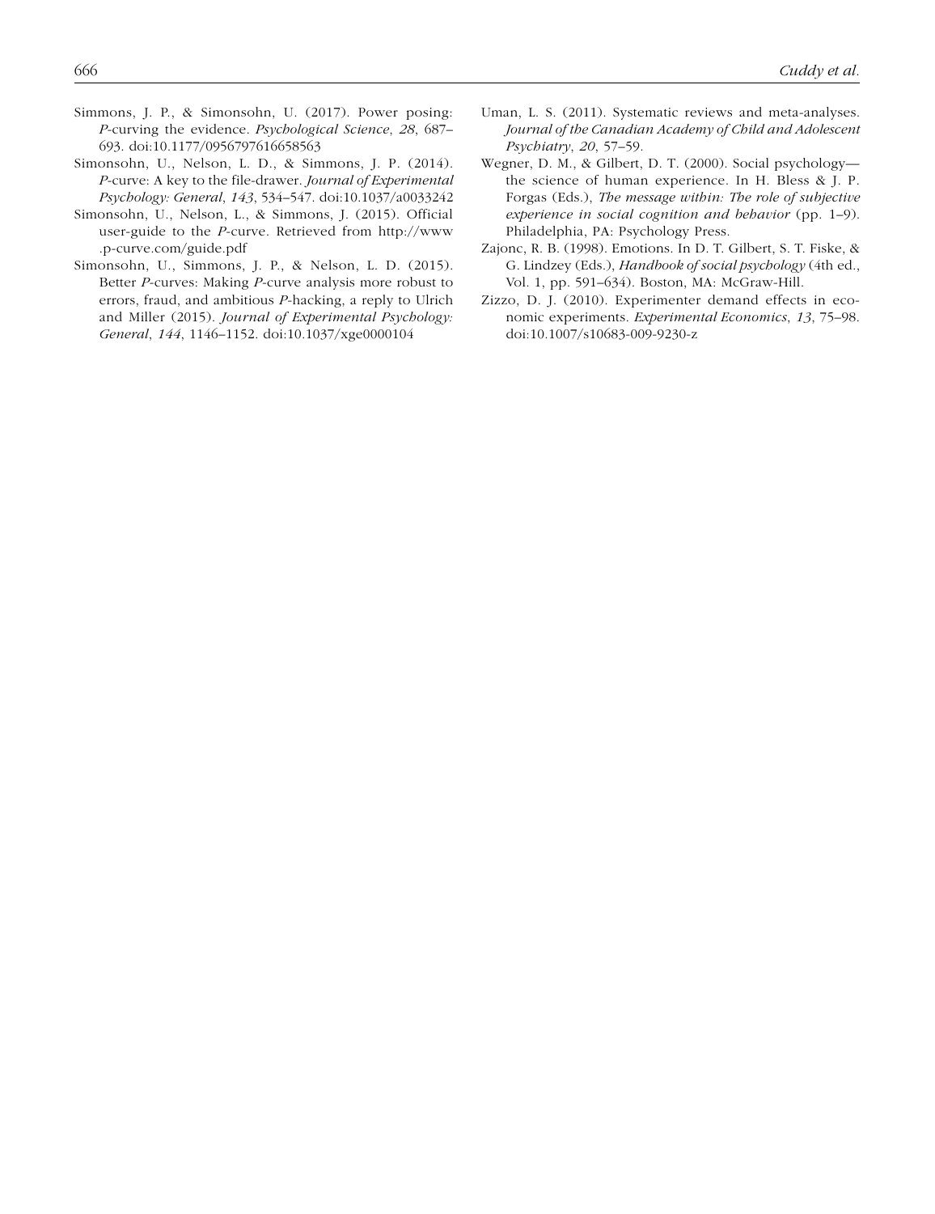Simmons, J. P., & Simonsohn, U. (2017). Power posing: *P*-curving the evidence. *Psychological Science*, *28*, 687–693. doi:10.1177/0956797616658563

Simonsohn, U., Nelson, L. D., & Simmons, J. P. (2014). *P*-curve: A key to the file-drawer. *Journal of Experimental Psychology: General*, *143*, 534–547. doi:10.1037/a0033242

Simonsohn, U., Nelson, L., & Simmons, J. (2015). Official user-guide to the *P*-curve. Retrieved from http://www.p-curve.com/guide.pdf

Simonsohn, U., Simmons, J. P., & Nelson, L. D. (2015). Better *P*-curves: Making *P*-curve analysis more robust to errors, fraud, and ambitious *P*-hacking, a reply to Ulrich and Miller (2015). *Journal of Experimental Psychology: General*, *144*, 1146–1152. doi:10.1037/xge0000104

Uman, L. S. (2011). Systematic reviews and meta-analyses. *Journal of the Canadian Academy of Child and Adolescent Psychiatry*, *20*, 57–59.

Wegner, D. M., & Gilbert, D. T. (2000). Social psychology—the science of human experience. In H. Bless & J. P. Forgas (Eds.), *The message within: The role of subjective experience in social cognition and behavior* (pp. 1–9). Philadelphia, PA: Psychology Press.

Zajonc, R. B. (1998). Emotions. In D. T. Gilbert, S. T. Fiske, & G. Lindzey (Eds.), *Handbook of social psychology* (4th ed., Vol. 1, pp. 591–634). Boston, MA: McGraw-Hill.

Zizzo, D. J. (2010). Experimenter demand effects in economic experiments. *Experimental Economics*, *13*, 75–98. doi:10.1007/s10683-009-9230-z